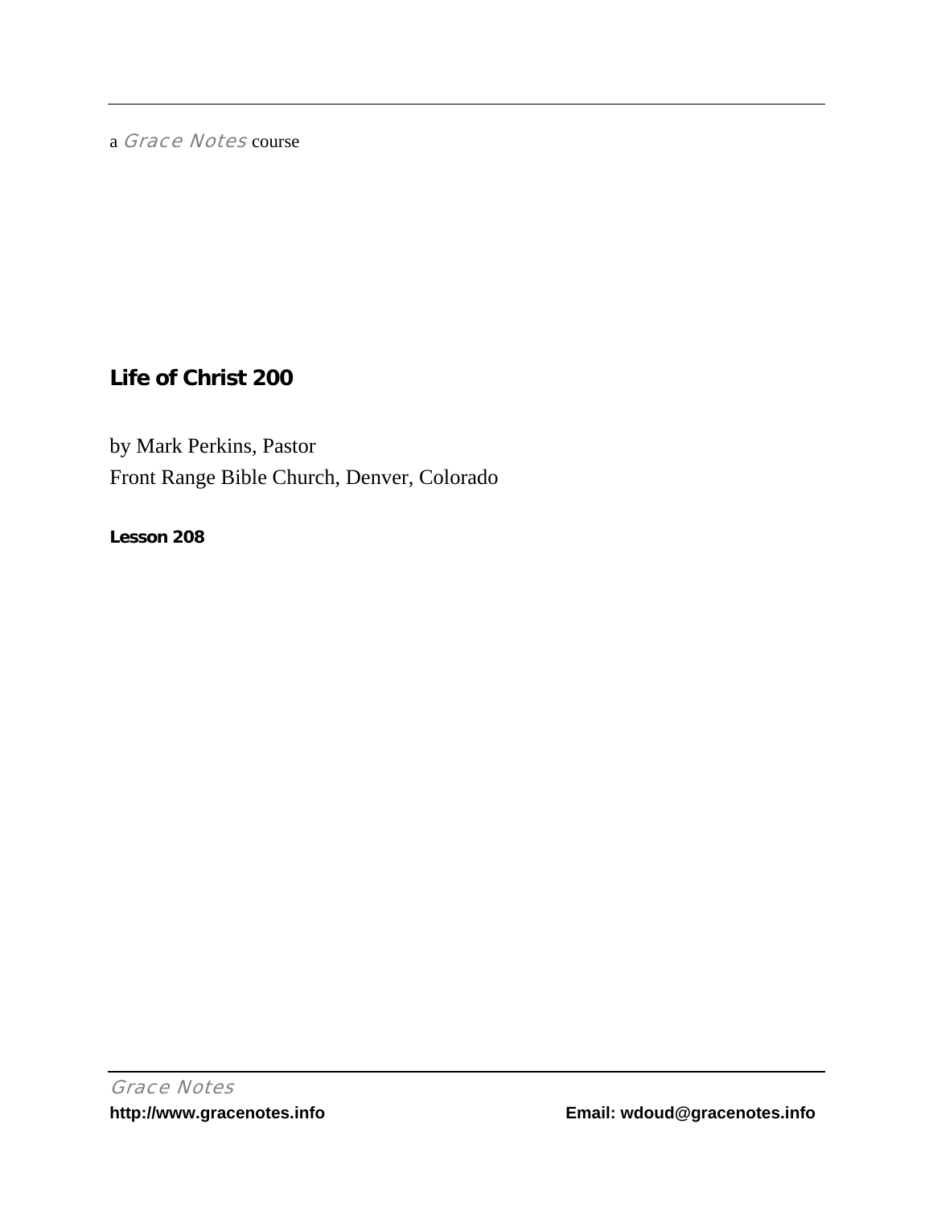a *Grace Notes* course

# Life of Christ 200

by Mark Perkins, Pastor

Front Range Bible Church, Denver, Colorado

**Lesson 208**

*Grace Notes*

**http://www.gracenotes.info** **Email: wdoud@gracenotes.info**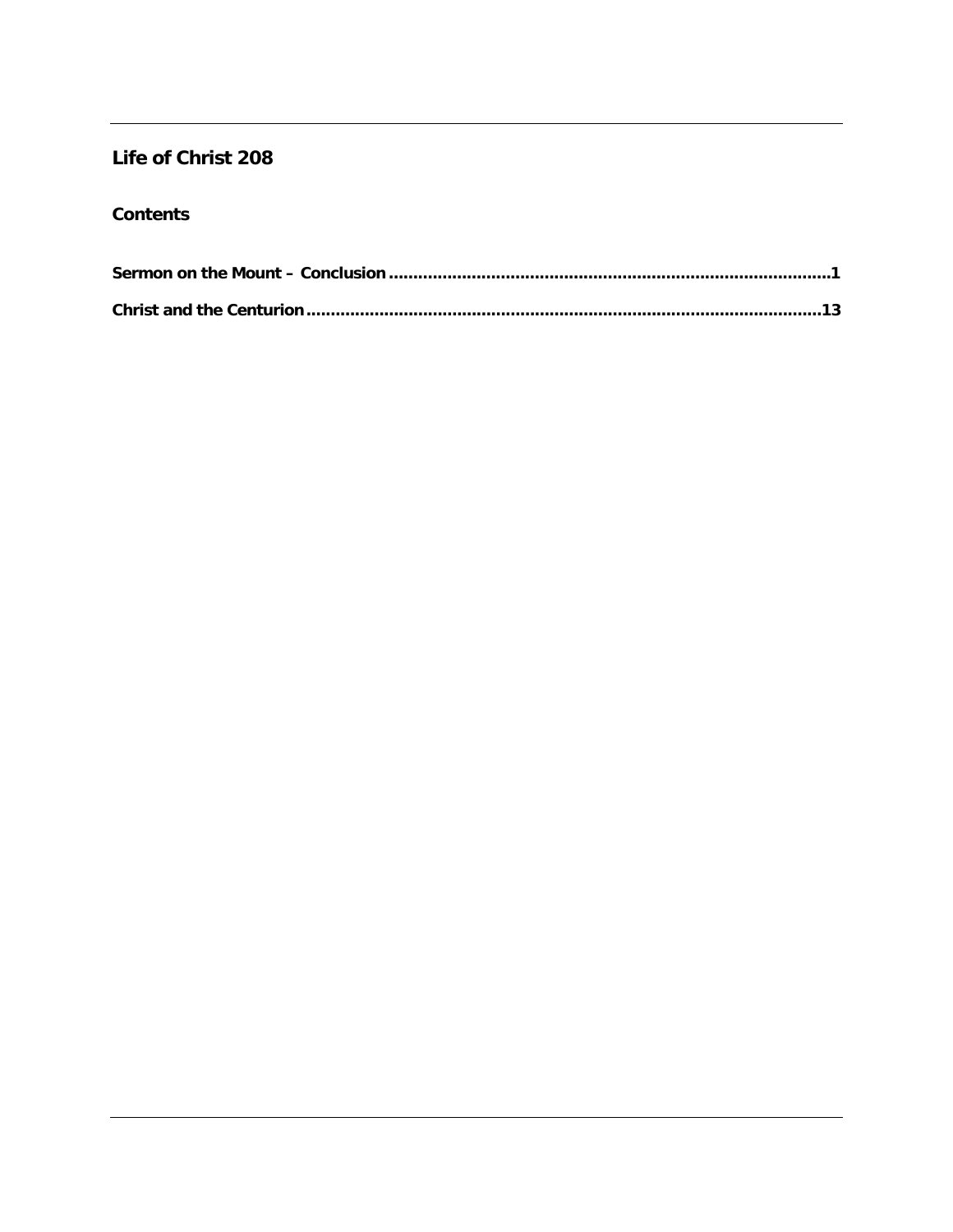## Life of Christ 208

### Contents

**Sermon on the Mount – Conclusion ........................................................................................1**

**Christ and the Centurion .......................................................................................................13**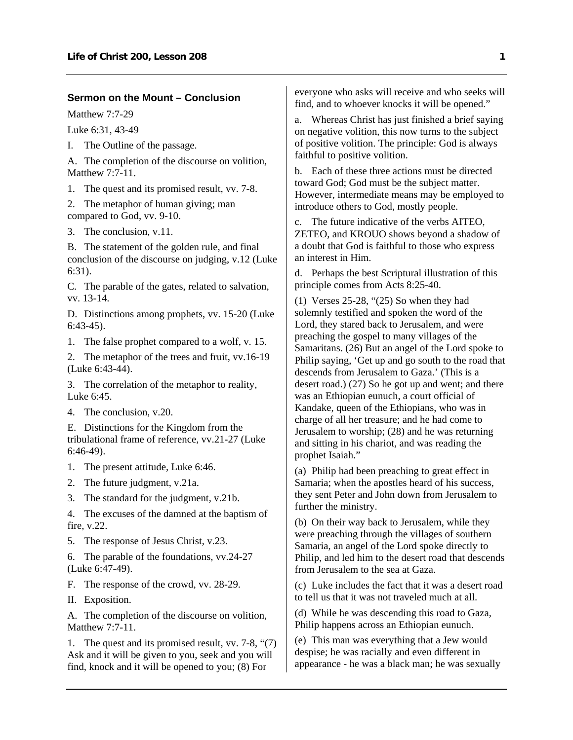### Sermon on the Mount – Conclusion

Matthew 7:7-29

Luke 6:31, 43-49

I. The Outline of the passage.

A. The completion of the discourse on volition, Matthew 7:7-11.

1. The quest and its promised result, vv. 7-8.

2. The metaphor of human giving; man compared to God, vv. 9-10.

3. The conclusion, v.11.

B. The statement of the golden rule, and final conclusion of the discourse on judging, v.12 (Luke 6:31).

C. The parable of the gates, related to salvation, vv. 13-14.

D. Distinctions among prophets, vv. 15-20 (Luke 6:43-45).

1. The false prophet compared to a wolf, v. 15.

2. The metaphor of the trees and fruit, vv.16-19 (Luke 6:43-44).

3. The correlation of the metaphor to reality, Luke 6:45.

4. The conclusion, v.20.

E. Distinctions for the Kingdom from the tribulational frame of reference, vv.21-27 (Luke 6:46-49).

1. The present attitude, Luke 6:46.

2. The future judgment, v.21a.

3. The standard for the judgment, v.21b.

4. The excuses of the damned at the baptism of fire, v.22.

5. The response of Jesus Christ, v.23.

6. The parable of the foundations, vv.24-27 (Luke 6:47-49).

F. The response of the crowd, vv. 28-29.

II. Exposition.

A. The completion of the discourse on volition, Matthew 7:7-11.

1. The quest and its promised result, vv. 7-8, "(7) Ask and it will be given to you, seek and you will find, knock and it will be opened to you; (8) For everyone who asks will receive and who seeks will find, and to whoever knocks it will be opened."

a. Whereas Christ has just finished a brief saying on negative volition, this now turns to the subject of positive volition. The principle: God is always faithful to positive volition.

b. Each of these three actions must be directed toward God; God must be the subject matter. However, intermediate means may be employed to introduce others to God, mostly people.

c. The future indicative of the verbs AITEO, ZETEO, and KROUO shows beyond a shadow of a doubt that God is faithful to those who express an interest in Him.

d. Perhaps the best Scriptural illustration of this principle comes from Acts 8:25-40.

(1) Verses 25-28, "(25) So when they had solemnly testified and spoken the word of the Lord, they stared back to Jerusalem, and were preaching the gospel to many villages of the Samaritans. (26) But an angel of the Lord spoke to Philip saying, 'Get up and go south to the road that descends from Jerusalem to Gaza.' (This is a desert road.) (27) So he got up and went; and there was an Ethiopian eunuch, a court official of Kandake, queen of the Ethiopians, who was in charge of all her treasure; and he had come to Jerusalem to worship; (28) and he was returning and sitting in his chariot, and was reading the prophet Isaiah."

(a) Philip had been preaching to great effect in Samaria; when the apostles heard of his success, they sent Peter and John down from Jerusalem to further the ministry.

(b) On their way back to Jerusalem, while they were preaching through the villages of southern Samaria, an angel of the Lord spoke directly to Philip, and led him to the desert road that descends from Jerusalem to the sea at Gaza.

(c) Luke includes the fact that it was a desert road to tell us that it was not traveled much at all.

(d) While he was descending this road to Gaza, Philip happens across an Ethiopian eunuch.

(e) This man was everything that a Jew would despise; he was racially and even different in appearance - he was a black man; he was sexually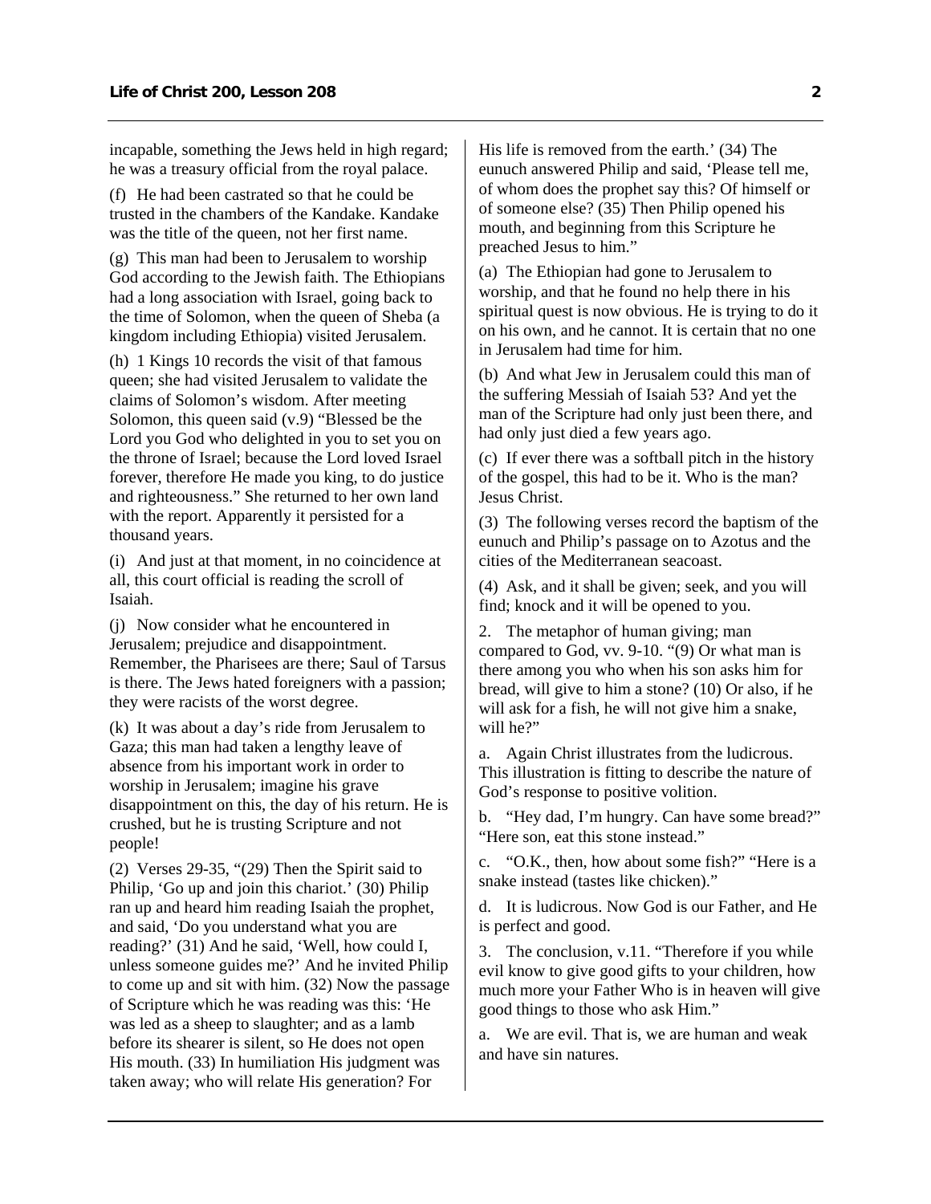incapable, something the Jews held in high regard; he was a treasury official from the royal palace.

(f) He had been castrated so that he could be trusted in the chambers of the Kandake. Kandake was the title of the queen, not her first name.

(g) This man had been to Jerusalem to worship God according to the Jewish faith. The Ethiopians had a long association with Israel, going back to the time of Solomon, when the queen of Sheba (a kingdom including Ethiopia) visited Jerusalem.

(h) 1 Kings 10 records the visit of that famous queen; she had visited Jerusalem to validate the claims of Solomon's wisdom. After meeting Solomon, this queen said (v.9) "Blessed be the Lord you God who delighted in you to set you on the throne of Israel; because the Lord loved Israel forever, therefore He made you king, to do justice and righteousness." She returned to her own land with the report. Apparently it persisted for a thousand years.

(i) And just at that moment, in no coincidence at all, this court official is reading the scroll of Isaiah.

(j) Now consider what he encountered in Jerusalem; prejudice and disappointment. Remember, the Pharisees are there; Saul of Tarsus is there. The Jews hated foreigners with a passion; they were racists of the worst degree.

(k) It was about a day's ride from Jerusalem to Gaza; this man had taken a lengthy leave of absence from his important work in order to worship in Jerusalem; imagine his grave disappointment on this, the day of his return. He is crushed, but he is trusting Scripture and not people!

(2) Verses 29-35, "(29) Then the Spirit said to Philip, 'Go up and join this chariot.' (30) Philip ran up and heard him reading Isaiah the prophet, and said, 'Do you understand what you are reading?' (31) And he said, 'Well, how could I, unless someone guides me?' And he invited Philip to come up and sit with him. (32) Now the passage of Scripture which he was reading was this: 'He was led as a sheep to slaughter; and as a lamb before its shearer is silent, so He does not open His mouth. (33) In humiliation His judgment was taken away; who will relate His generation? For His life is removed from the earth.' (34) The eunuch answered Philip and said, 'Please tell me, of whom does the prophet say this? Of himself or of someone else? (35) Then Philip opened his mouth, and beginning from this Scripture he preached Jesus to him."

(a) The Ethiopian had gone to Jerusalem to worship, and that he found no help there in his spiritual quest is now obvious. He is trying to do it on his own, and he cannot. It is certain that no one in Jerusalem had time for him.

(b) And what Jew in Jerusalem could this man of the suffering Messiah of Isaiah 53? And yet the man of the Scripture had only just been there, and had only just died a few years ago.

(c) If ever there was a softball pitch in the history of the gospel, this had to be it. Who is the man? Jesus Christ.

(3) The following verses record the baptism of the eunuch and Philip's passage on to Azotus and the cities of the Mediterranean seacoast.

(4) Ask, and it shall be given; seek, and you will find; knock and it will be opened to you.

2. The metaphor of human giving; man compared to God, vv. 9-10. "(9) Or what man is there among you who when his son asks him for bread, will give to him a stone? (10) Or also, if he will ask for a fish, he will not give him a snake, will he?"

a. Again Christ illustrates from the ludicrous. This illustration is fitting to describe the nature of God's response to positive volition.

b. "Hey dad, I'm hungry. Can have some bread?" "Here son, eat this stone instead."

c. "O.K., then, how about some fish?" "Here is a snake instead (tastes like chicken)."

d. It is ludicrous. Now God is our Father, and He is perfect and good.

3. The conclusion, v.11. "Therefore if you while evil know to give good gifts to your children, how much more your Father Who is in heaven will give good things to those who ask Him."

a. We are evil. That is, we are human and weak and have sin natures.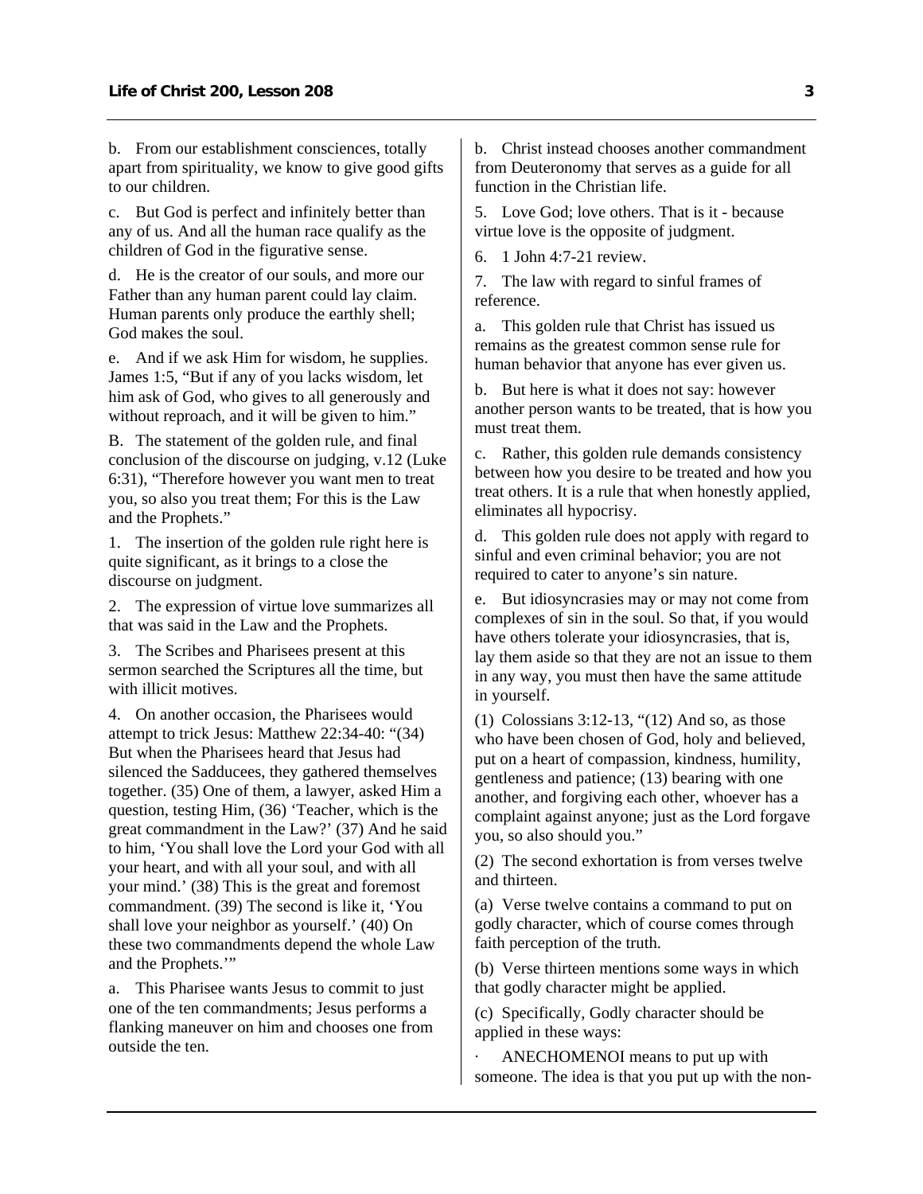b. From our establishment consciences, totally apart from spirituality, we know to give good gifts to our children.

c. But God is perfect and infinitely better than any of us. And all the human race qualify as the children of God in the figurative sense.

d. He is the creator of our souls, and more our Father than any human parent could lay claim. Human parents only produce the earthly shell; God makes the soul.

e. And if we ask Him for wisdom, he supplies. James 1:5, "But if any of you lacks wisdom, let him ask of God, who gives to all generously and without reproach, and it will be given to him."

B. The statement of the golden rule, and final conclusion of the discourse on judging, v.12 (Luke 6:31), "Therefore however you want men to treat you, so also you treat them; For this is the Law and the Prophets."

1. The insertion of the golden rule right here is quite significant, as it brings to a close the discourse on judgment.

2. The expression of virtue love summarizes all that was said in the Law and the Prophets.

3. The Scribes and Pharisees present at this sermon searched the Scriptures all the time, but with illicit motives.

4. On another occasion, the Pharisees would attempt to trick Jesus: Matthew 22:34-40: "(34) But when the Pharisees heard that Jesus had silenced the Sadducees, they gathered themselves together. (35) One of them, a lawyer, asked Him a question, testing Him, (36) 'Teacher, which is the great commandment in the Law?' (37) And he said to him, 'You shall love the Lord your God with all your heart, and with all your soul, and with all your mind.' (38) This is the great and foremost commandment. (39) The second is like it, 'You shall love your neighbor as yourself.' (40) On these two commandments depend the whole Law and the Prophets.'"

a. This Pharisee wants Jesus to commit to just one of the ten commandments; Jesus performs a flanking maneuver on him and chooses one from outside the ten.

b. Christ instead chooses another commandment from Deuteronomy that serves as a guide for all function in the Christian life.

5. Love God; love others. That is it - because virtue love is the opposite of judgment.

6. 1 John 4:7-21 review.

7. The law with regard to sinful frames of reference.

a. This golden rule that Christ has issued us remains as the greatest common sense rule for human behavior that anyone has ever given us.

b. But here is what it does not say: however another person wants to be treated, that is how you must treat them.

c. Rather, this golden rule demands consistency between how you desire to be treated and how you treat others. It is a rule that when honestly applied, eliminates all hypocrisy.

d. This golden rule does not apply with regard to sinful and even criminal behavior; you are not required to cater to anyone's sin nature.

e. But idiosyncrasies may or may not come from complexes of sin in the soul. So that, if you would have others tolerate your idiosyncrasies, that is, lay them aside so that they are not an issue to them in any way, you must then have the same attitude in yourself.

(1) Colossians 3:12-13, "(12) And so, as those who have been chosen of God, holy and believed, put on a heart of compassion, kindness, humility, gentleness and patience; (13) bearing with one another, and forgiving each other, whoever has a complaint against anyone; just as the Lord forgave you, so also should you."

(2) The second exhortation is from verses twelve and thirteen.

(a) Verse twelve contains a command to put on godly character, which of course comes through faith perception of the truth.

(b) Verse thirteen mentions some ways in which that godly character might be applied.

(c) Specifically, Godly character should be applied in these ways:

· ANECHOMENOI means to put up with someone. The idea is that you put up with the non-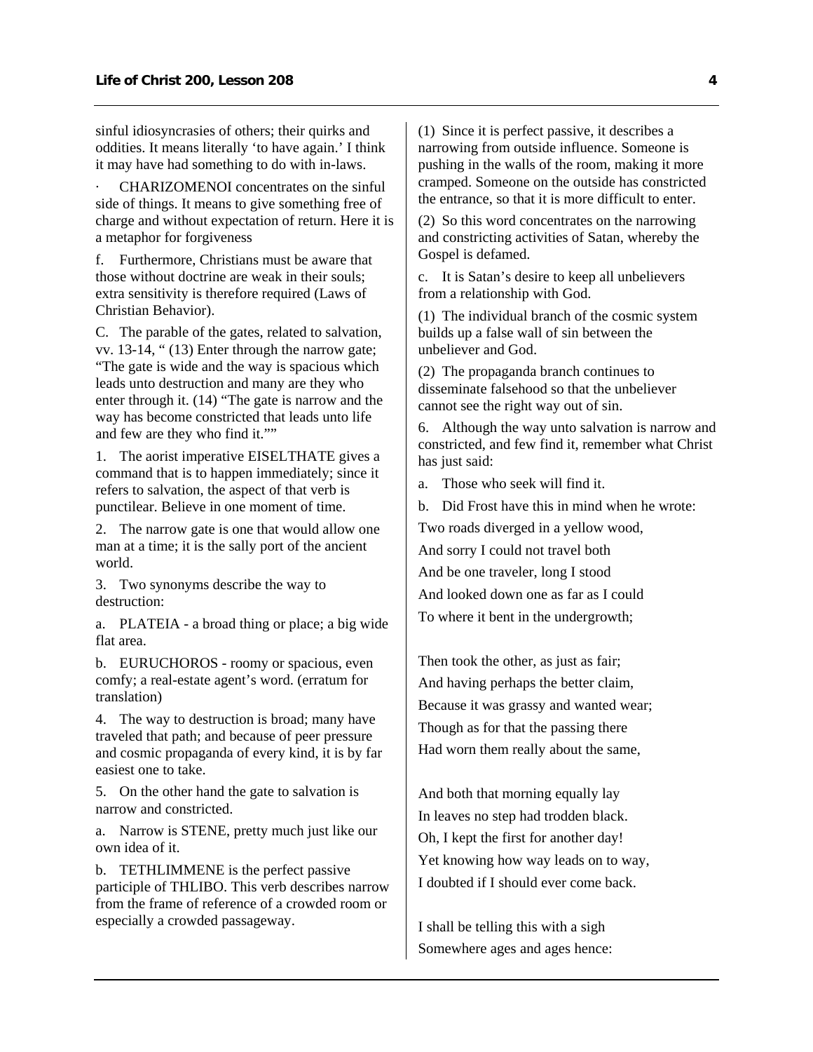sinful idiosyncrasies of others; their quirks and oddities. It means literally 'to have again.' I think it may have had something to do with in-laws.

· CHARIZOMENOI concentrates on the sinful side of things. It means to give something free of charge and without expectation of return. Here it is a metaphor for forgiveness

f. Furthermore, Christians must be aware that those without doctrine are weak in their souls; extra sensitivity is therefore required (Laws of Christian Behavior).

C. The parable of the gates, related to salvation, vv. 13-14, " (13) Enter through the narrow gate; "The gate is wide and the way is spacious which leads unto destruction and many are they who enter through it. (14) "The gate is narrow and the way has become constricted that leads unto life and few are they who find it.""

1. The aorist imperative EISELTHATE gives a command that is to happen immediately; since it refers to salvation, the aspect of that verb is punctilear. Believe in one moment of time.

2. The narrow gate is one that would allow one man at a time; it is the sally port of the ancient world.

3. Two synonyms describe the way to destruction:

a. PLATEIA - a broad thing or place; a big wide flat area.

b. EURUCHOROS - roomy or spacious, even comfy; a real-estate agent's word. (erratum for translation)

4. The way to destruction is broad; many have traveled that path; and because of peer pressure and cosmic propaganda of every kind, it is by far easiest one to take.

5. On the other hand the gate to salvation is narrow and constricted.

a. Narrow is STENE, pretty much just like our own idea of it.

b. TETHLIMMENE is the perfect passive participle of THLIBO. This verb describes narrow from the frame of reference of a crowded room or especially a crowded passageway.

(1) Since it is perfect passive, it describes a narrowing from outside influence. Someone is pushing in the walls of the room, making it more cramped. Someone on the outside has constricted the entrance, so that it is more difficult to enter.

(2) So this word concentrates on the narrowing and constricting activities of Satan, whereby the Gospel is defamed.

c. It is Satan's desire to keep all unbelievers from a relationship with God.

(1) The individual branch of the cosmic system builds up a false wall of sin between the unbeliever and God.

(2) The propaganda branch continues to disseminate falsehood so that the unbeliever cannot see the right way out of sin.

6. Although the way unto salvation is narrow and constricted, and few find it, remember what Christ has just said:

a. Those who seek will find it.

b. Did Frost have this in mind when he wrote:

Two roads diverged in a yellow wood,
And sorry I could not travel both
And be one traveler, long I stood
And looked down one as far as I could
To where it bent in the undergrowth;

Then took the other, as just as fair;
And having perhaps the better claim,
Because it was grassy and wanted wear;
Though as for that the passing there
Had worn them really about the same,

And both that morning equally lay
In leaves no step had trodden black.
Oh, I kept the first for another day!
Yet knowing how way leads on to way,
I doubted if I should ever come back.

I shall be telling this with a sigh
Somewhere ages and ages hence: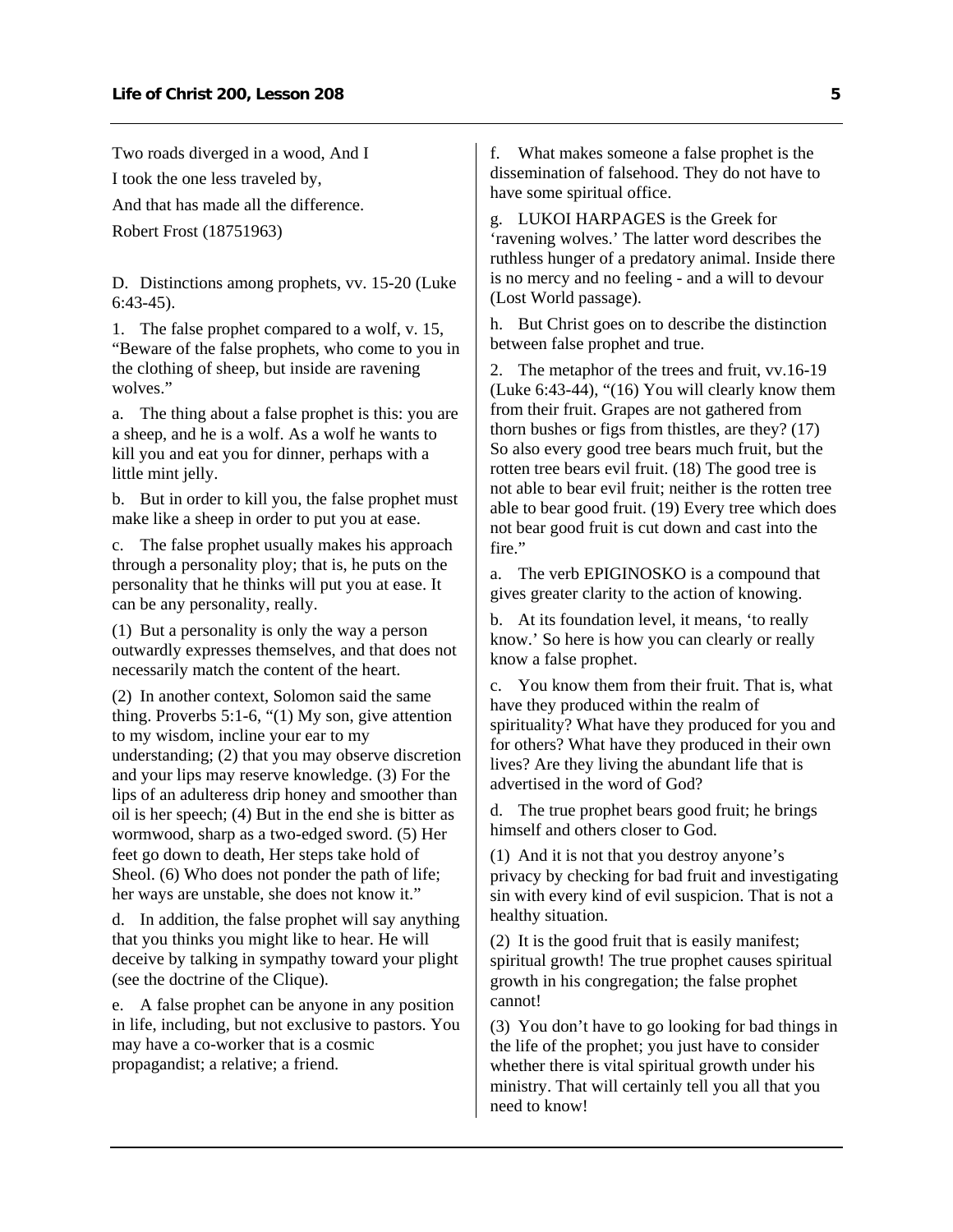Two roads diverged in a wood, And I

I took the one less traveled by,

And that has made all the difference.

Robert Frost (18751963)

D. Distinctions among prophets, vv. 15-20 (Luke 6:43-45).

1. The false prophet compared to a wolf, v. 15, "Beware of the false prophets, who come to you in the clothing of sheep, but inside are ravening wolves."

a. The thing about a false prophet is this: you are a sheep, and he is a wolf. As a wolf he wants to kill you and eat you for dinner, perhaps with a little mint jelly.

b. But in order to kill you, the false prophet must make like a sheep in order to put you at ease.

c. The false prophet usually makes his approach through a personality ploy; that is, he puts on the personality that he thinks will put you at ease. It can be any personality, really.

(1) But a personality is only the way a person outwardly expresses themselves, and that does not necessarily match the content of the heart.

(2) In another context, Solomon said the same thing. Proverbs 5:1-6, "(1) My son, give attention to my wisdom, incline your ear to my understanding; (2) that you may observe discretion and your lips may reserve knowledge. (3) For the lips of an adulteress drip honey and smoother than oil is her speech; (4) But in the end she is bitter as wormwood, sharp as a two-edged sword. (5) Her feet go down to death, Her steps take hold of Sheol. (6) Who does not ponder the path of life; her ways are unstable, she does not know it."

d. In addition, the false prophet will say anything that you thinks you might like to hear. He will deceive by talking in sympathy toward your plight (see the doctrine of the Clique).

e. A false prophet can be anyone in any position in life, including, but not exclusive to pastors. You may have a co-worker that is a cosmic propagandist; a relative; a friend.

f. What makes someone a false prophet is the dissemination of falsehood. They do not have to have some spiritual office.

g. LUKOI HARPAGES is the Greek for 'ravening wolves.' The latter word describes the ruthless hunger of a predatory animal. Inside there is no mercy and no feeling - and a will to devour (Lost World passage).

h. But Christ goes on to describe the distinction between false prophet and true.

2. The metaphor of the trees and fruit, vv.16-19 (Luke 6:43-44), "(16) You will clearly know them from their fruit. Grapes are not gathered from thorn bushes or figs from thistles, are they? (17) So also every good tree bears much fruit, but the rotten tree bears evil fruit. (18) The good tree is not able to bear evil fruit; neither is the rotten tree able to bear good fruit. (19) Every tree which does not bear good fruit is cut down and cast into the fire."

a. The verb EPIGINOSKO is a compound that gives greater clarity to the action of knowing.

b. At its foundation level, it means, 'to really know.' So here is how you can clearly or really know a false prophet.

c. You know them from their fruit. That is, what have they produced within the realm of spirituality? What have they produced for you and for others? What have they produced in their own lives? Are they living the abundant life that is advertised in the word of God?

d. The true prophet bears good fruit; he brings himself and others closer to God.

(1) And it is not that you destroy anyone's privacy by checking for bad fruit and investigating sin with every kind of evil suspicion. That is not a healthy situation.

(2) It is the good fruit that is easily manifest; spiritual growth! The true prophet causes spiritual growth in his congregation; the false prophet cannot!

(3) You don't have to go looking for bad things in the life of the prophet; you just have to consider whether there is vital spiritual growth under his ministry. That will certainly tell you all that you need to know!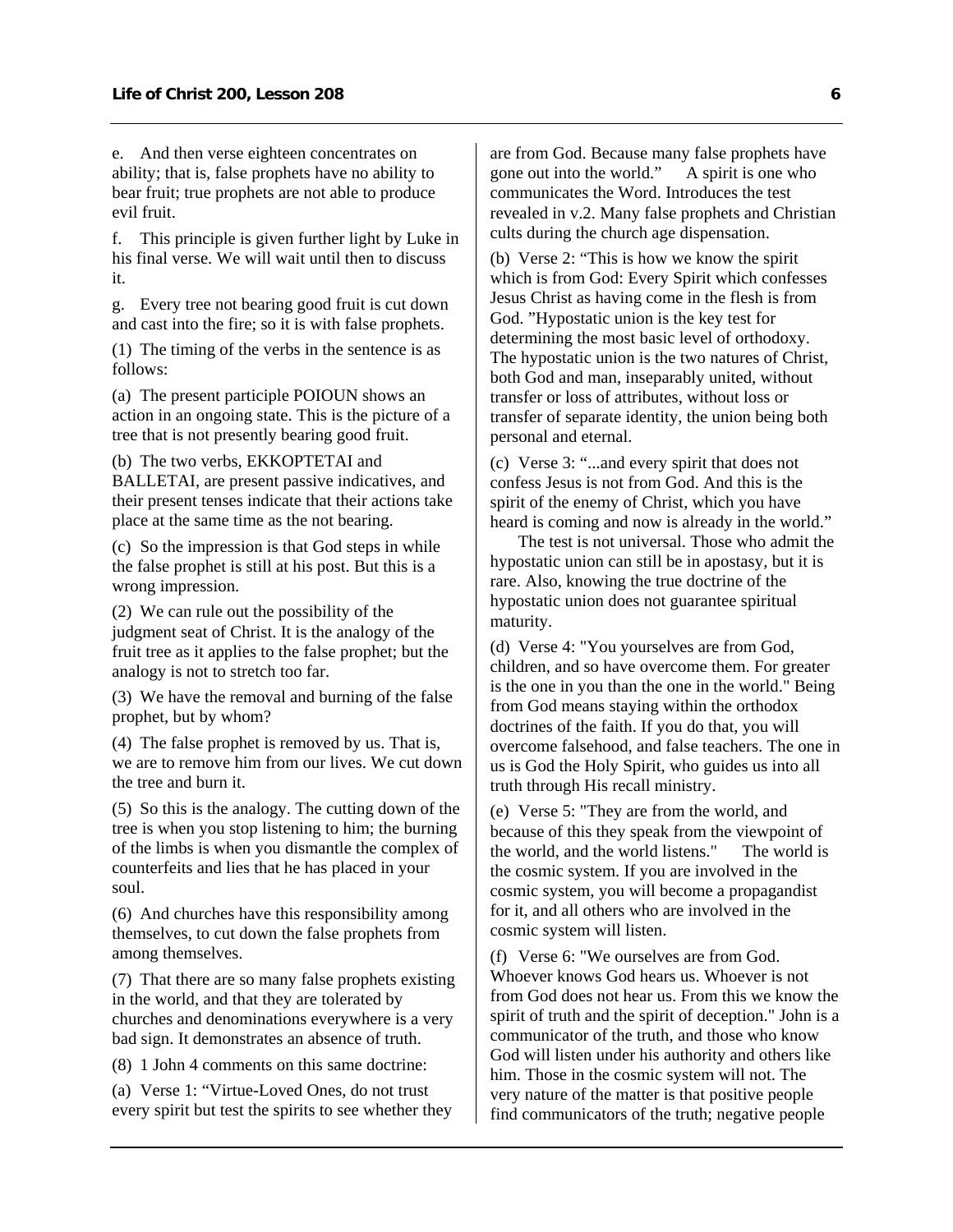e. And then verse eighteen concentrates on ability; that is, false prophets have no ability to bear fruit; true prophets are not able to produce evil fruit.

f. This principle is given further light by Luke in his final verse. We will wait until then to discuss it.

g. Every tree not bearing good fruit is cut down and cast into the fire; so it is with false prophets.

(1) The timing of the verbs in the sentence is as follows:

(a) The present participle POIOUN shows an action in an ongoing state. This is the picture of a tree that is not presently bearing good fruit.

(b) The two verbs, EKKOPTETAI and BALLETAI, are present passive indicatives, and their present tenses indicate that their actions take place at the same time as the not bearing.

(c) So the impression is that God steps in while the false prophet is still at his post. But this is a wrong impression.

(2) We can rule out the possibility of the judgment seat of Christ. It is the analogy of the fruit tree as it applies to the false prophet; but the analogy is not to stretch too far.

(3) We have the removal and burning of the false prophet, but by whom?

(4) The false prophet is removed by us. That is, we are to remove him from our lives. We cut down the tree and burn it.

(5) So this is the analogy. The cutting down of the tree is when you stop listening to him; the burning of the limbs is when you dismantle the complex of counterfeits and lies that he has placed in your soul.

(6) And churches have this responsibility among themselves, to cut down the false prophets from among themselves.

(7) That there are so many false prophets existing in the world, and that they are tolerated by churches and denominations everywhere is a very bad sign. It demonstrates an absence of truth.

(8) 1 John 4 comments on this same doctrine:

(a) Verse 1: "Virtue-Loved Ones, do not trust every spirit but test the spirits to see whether they are from God. Because many false prophets have gone out into the world." A spirit is one who communicates the Word. Introduces the test revealed in v.2. Many false prophets and Christian cults during the church age dispensation.

(b) Verse 2: "This is how we know the spirit which is from God: Every Spirit which confesses Jesus Christ as having come in the flesh is from God. "Hypostatic union is the key test for determining the most basic level of orthodoxy. The hypostatic union is the two natures of Christ, both God and man, inseparably united, without transfer or loss of attributes, without loss or transfer of separate identity, the union being both personal and eternal.

(c) Verse 3: "...and every spirit that does not confess Jesus is not from God. And this is the spirit of the enemy of Christ, which you have heard is coming and now is already in the world."

The test is not universal. Those who admit the hypostatic union can still be in apostasy, but it is rare. Also, knowing the true doctrine of the hypostatic union does not guarantee spiritual maturity.

(d) Verse 4: "You yourselves are from God, children, and so have overcome them. For greater is the one in you than the one in the world." Being from God means staying within the orthodox doctrines of the faith. If you do that, you will overcome falsehood, and false teachers. The one in us is God the Holy Spirit, who guides us into all truth through His recall ministry.

(e) Verse 5: "They are from the world, and because of this they speak from the viewpoint of the world, and the world listens." The world is the cosmic system. If you are involved in the cosmic system, you will become a propagandist for it, and all others who are involved in the cosmic system will listen.

(f) Verse 6: "We ourselves are from God. Whoever knows God hears us. Whoever is not from God does not hear us. From this we know the spirit of truth and the spirit of deception." John is a communicator of the truth, and those who know God will listen under his authority and others like him. Those in the cosmic system will not. The very nature of the matter is that positive people find communicators of the truth; negative people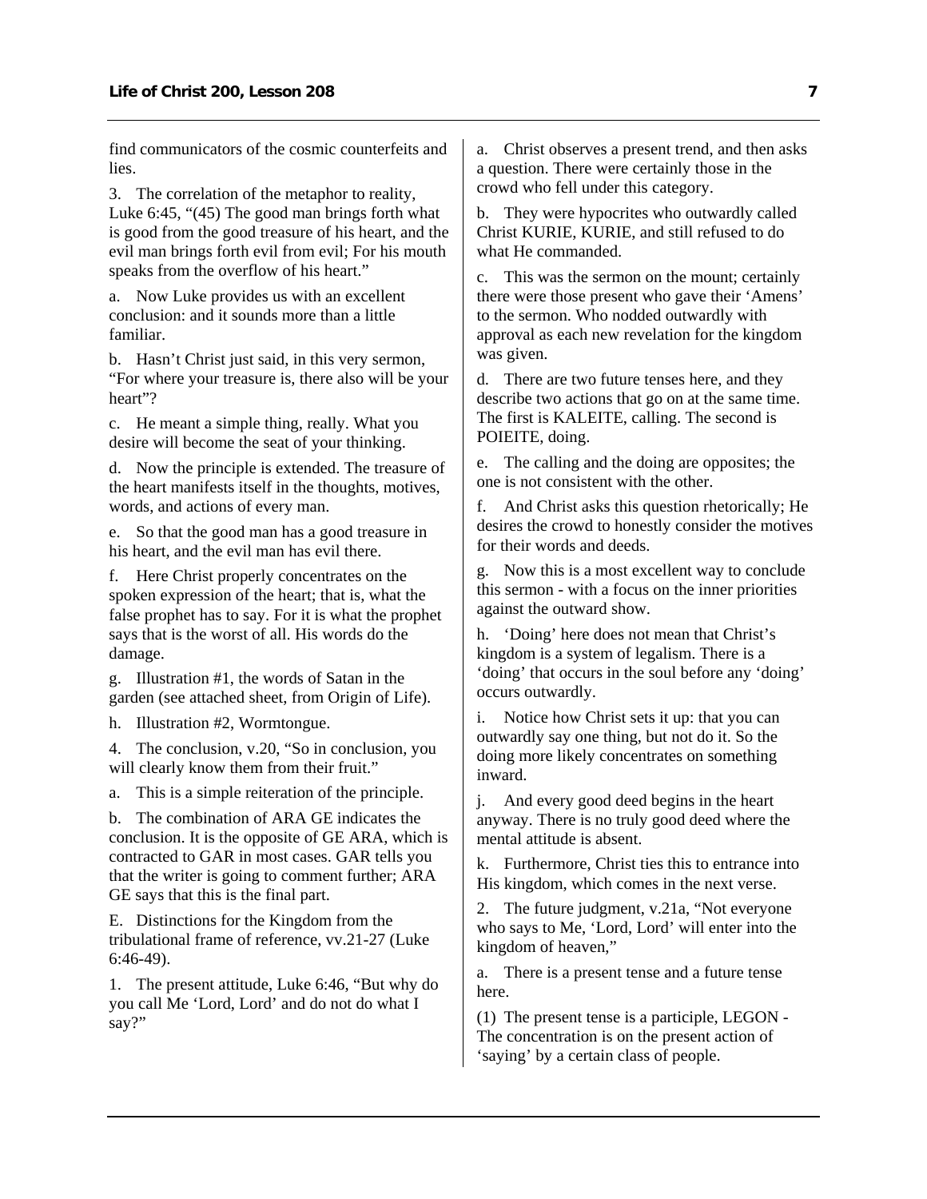find communicators of the cosmic counterfeits and lies.

3. The correlation of the metaphor to reality, Luke 6:45, "(45) The good man brings forth what is good from the good treasure of his heart, and the evil man brings forth evil from evil; For his mouth speaks from the overflow of his heart."

a. Now Luke provides us with an excellent conclusion: and it sounds more than a little familiar.

b. Hasn't Christ just said, in this very sermon, "For where your treasure is, there also will be your heart"?

c. He meant a simple thing, really. What you desire will become the seat of your thinking.

d. Now the principle is extended. The treasure of the heart manifests itself in the thoughts, motives, words, and actions of every man.

e. So that the good man has a good treasure in his heart, and the evil man has evil there.

f. Here Christ properly concentrates on the spoken expression of the heart; that is, what the false prophet has to say. For it is what the prophet says that is the worst of all. His words do the damage.

g. Illustration #1, the words of Satan in the garden (see attached sheet, from Origin of Life).

h. Illustration #2, Wormtongue.

4. The conclusion, v.20, "So in conclusion, you will clearly know them from their fruit."

a. This is a simple reiteration of the principle.

b. The combination of ARA GE indicates the conclusion. It is the opposite of GE ARA, which is contracted to GAR in most cases. GAR tells you that the writer is going to comment further; ARA GE says that this is the final part.

E. Distinctions for the Kingdom from the tribulational frame of reference, vv.21-27 (Luke 6:46-49).

1. The present attitude, Luke 6:46, "But why do you call Me 'Lord, Lord' and do not do what I say?"

a. Christ observes a present trend, and then asks a question. There were certainly those in the crowd who fell under this category.

b. They were hypocrites who outwardly called Christ KURIE, KURIE, and still refused to do what He commanded.

c. This was the sermon on the mount; certainly there were those present who gave their 'Amens' to the sermon. Who nodded outwardly with approval as each new revelation for the kingdom was given.

d. There are two future tenses here, and they describe two actions that go on at the same time. The first is KALEITE, calling. The second is POIEITE, doing.

e. The calling and the doing are opposites; the one is not consistent with the other.

f. And Christ asks this question rhetorically; He desires the crowd to honestly consider the motives for their words and deeds.

g. Now this is a most excellent way to conclude this sermon - with a focus on the inner priorities against the outward show.

h. 'Doing' here does not mean that Christ's kingdom is a system of legalism. There is a 'doing' that occurs in the soul before any 'doing' occurs outwardly.

i. Notice how Christ sets it up: that you can outwardly say one thing, but not do it. So the doing more likely concentrates on something inward.

j. And every good deed begins in the heart anyway. There is no truly good deed where the mental attitude is absent.

k. Furthermore, Christ ties this to entrance into His kingdom, which comes in the next verse.

2. The future judgment, v.21a, "Not everyone who says to Me, 'Lord, Lord' will enter into the kingdom of heaven,"

a. There is a present tense and a future tense here.

(1) The present tense is a participle, LEGON - The concentration is on the present action of 'saying' by a certain class of people.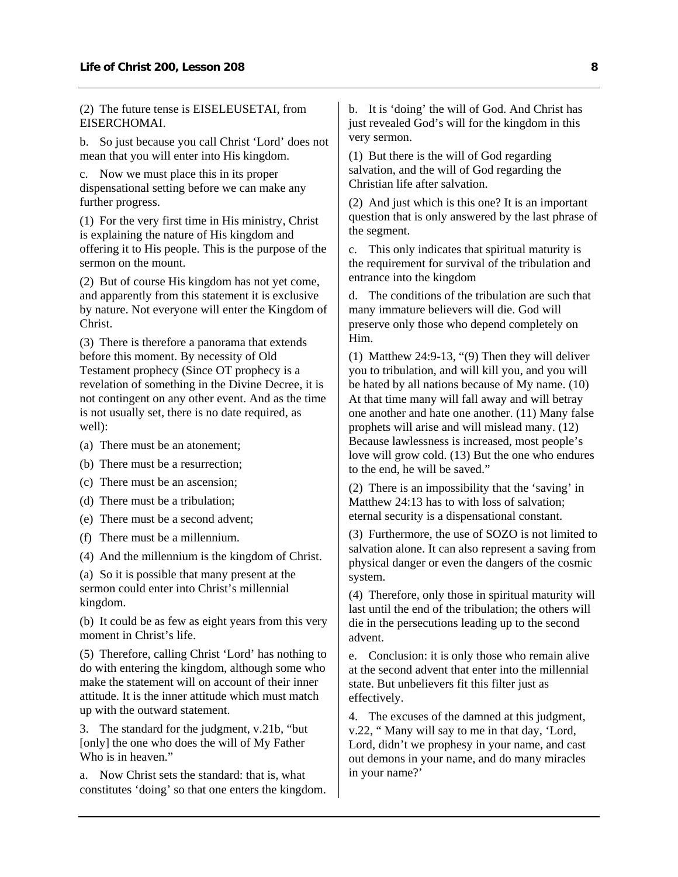(2) The future tense is EISELEUSETAI, from EISERCHOMAI.

b. So just because you call Christ 'Lord' does not mean that you will enter into His kingdom.

c. Now we must place this in its proper dispensational setting before we can make any further progress.

(1) For the very first time in His ministry, Christ is explaining the nature of His kingdom and offering it to His people. This is the purpose of the sermon on the mount.

(2) But of course His kingdom has not yet come, and apparently from this statement it is exclusive by nature. Not everyone will enter the Kingdom of Christ.

(3) There is therefore a panorama that extends before this moment. By necessity of Old Testament prophecy (Since OT prophecy is a revelation of something in the Divine Decree, it is not contingent on any other event. And as the time is not usually set, there is no date required, as well):

(a) There must be an atonement;

(b) There must be a resurrection;

(c) There must be an ascension;

(d) There must be a tribulation;

(e) There must be a second advent;

(f) There must be a millennium.

(4) And the millennium is the kingdom of Christ.

(a) So it is possible that many present at the sermon could enter into Christ's millennial kingdom.

(b) It could be as few as eight years from this very moment in Christ's life.

(5) Therefore, calling Christ 'Lord' has nothing to do with entering the kingdom, although some who make the statement will on account of their inner attitude. It is the inner attitude which must match up with the outward statement.

3. The standard for the judgment, v.21b, "but [only] the one who does the will of My Father Who is in heaven."

a. Now Christ sets the standard: that is, what constitutes 'doing' so that one enters the kingdom.

b. It is 'doing' the will of God. And Christ has just revealed God's will for the kingdom in this very sermon.

(1) But there is the will of God regarding salvation, and the will of God regarding the Christian life after salvation.

(2) And just which is this one? It is an important question that is only answered by the last phrase of the segment.

c. This only indicates that spiritual maturity is the requirement for survival of the tribulation and entrance into the kingdom

d. The conditions of the tribulation are such that many immature believers will die. God will preserve only those who depend completely on Him.

(1) Matthew 24:9-13, "(9) Then they will deliver you to tribulation, and will kill you, and you will be hated by all nations because of My name. (10) At that time many will fall away and will betray one another and hate one another. (11) Many false prophets will arise and will mislead many. (12) Because lawlessness is increased, most people's love will grow cold. (13) But the one who endures to the end, he will be saved."

(2) There is an impossibility that the 'saving' in Matthew 24:13 has to with loss of salvation; eternal security is a dispensational constant.

(3) Furthermore, the use of SOZO is not limited to salvation alone. It can also represent a saving from physical danger or even the dangers of the cosmic system.

(4) Therefore, only those in spiritual maturity will last until the end of the tribulation; the others will die in the persecutions leading up to the second advent.

e. Conclusion: it is only those who remain alive at the second advent that enter into the millennial state. But unbelievers fit this filter just as effectively.

4. The excuses of the damned at this judgment, v.22, " Many will say to me in that day, 'Lord, Lord, didn't we prophesy in your name, and cast out demons in your name, and do many miracles in your name?'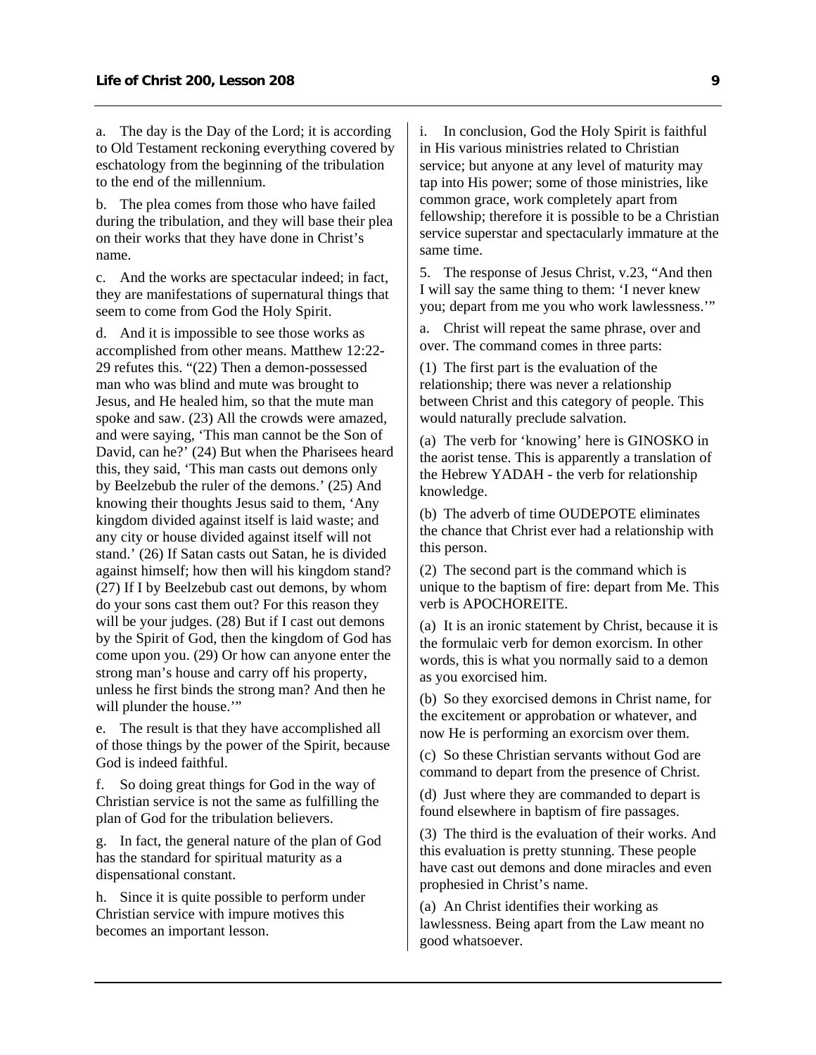a. The day is the Day of the Lord; it is according to Old Testament reckoning everything covered by eschatology from the beginning of the tribulation to the end of the millennium.

b. The plea comes from those who have failed during the tribulation, and they will base their plea on their works that they have done in Christ's name.

c. And the works are spectacular indeed; in fact, they are manifestations of supernatural things that seem to come from God the Holy Spirit.

d. And it is impossible to see those works as accomplished from other means. Matthew 12:22-29 refutes this. "(22) Then a demon-possessed man who was blind and mute was brought to Jesus, and He healed him, so that the mute man spoke and saw. (23) All the crowds were amazed, and were saying, 'This man cannot be the Son of David, can he?' (24) But when the Pharisees heard this, they said, 'This man casts out demons only by Beelzebub the ruler of the demons.' (25) And knowing their thoughts Jesus said to them, 'Any kingdom divided against itself is laid waste; and any city or house divided against itself will not stand.' (26) If Satan casts out Satan, he is divided against himself; how then will his kingdom stand? (27) If I by Beelzebub cast out demons, by whom do your sons cast them out? For this reason they will be your judges. (28) But if I cast out demons by the Spirit of God, then the kingdom of God has come upon you. (29) Or how can anyone enter the strong man's house and carry off his property, unless he first binds the strong man? And then he will plunder the house.'"

e. The result is that they have accomplished all of those things by the power of the Spirit, because God is indeed faithful.

f. So doing great things for God in the way of Christian service is not the same as fulfilling the plan of God for the tribulation believers.

g. In fact, the general nature of the plan of God has the standard for spiritual maturity as a dispensational constant.

h. Since it is quite possible to perform under Christian service with impure motives this becomes an important lesson.

i. In conclusion, God the Holy Spirit is faithful in His various ministries related to Christian service; but anyone at any level of maturity may tap into His power; some of those ministries, like common grace, work completely apart from fellowship; therefore it is possible to be a Christian service superstar and spectacularly immature at the same time.

5. The response of Jesus Christ, v.23, "And then I will say the same thing to them: 'I never knew you; depart from me you who work lawlessness.'"

a. Christ will repeat the same phrase, over and over. The command comes in three parts:

(1) The first part is the evaluation of the relationship; there was never a relationship between Christ and this category of people. This would naturally preclude salvation.

(a) The verb for 'knowing' here is GINOSKO in the aorist tense. This is apparently a translation of the Hebrew YADAH - the verb for relationship knowledge.

(b) The adverb of time OUDEPOTE eliminates the chance that Christ ever had a relationship with this person.

(2) The second part is the command which is unique to the baptism of fire: depart from Me. This verb is APOCHOREITE.

(a) It is an ironic statement by Christ, because it is the formulaic verb for demon exorcism. In other words, this is what you normally said to a demon as you exorcised him.

(b) So they exorcised demons in Christ name, for the excitement or approbation or whatever, and now He is performing an exorcism over them.

(c) So these Christian servants without God are command to depart from the presence of Christ.

(d) Just where they are commanded to depart is found elsewhere in baptism of fire passages.

(3) The third is the evaluation of their works. And this evaluation is pretty stunning. These people have cast out demons and done miracles and even prophesied in Christ's name.

(a) An Christ identifies their working as lawlessness. Being apart from the Law meant no good whatsoever.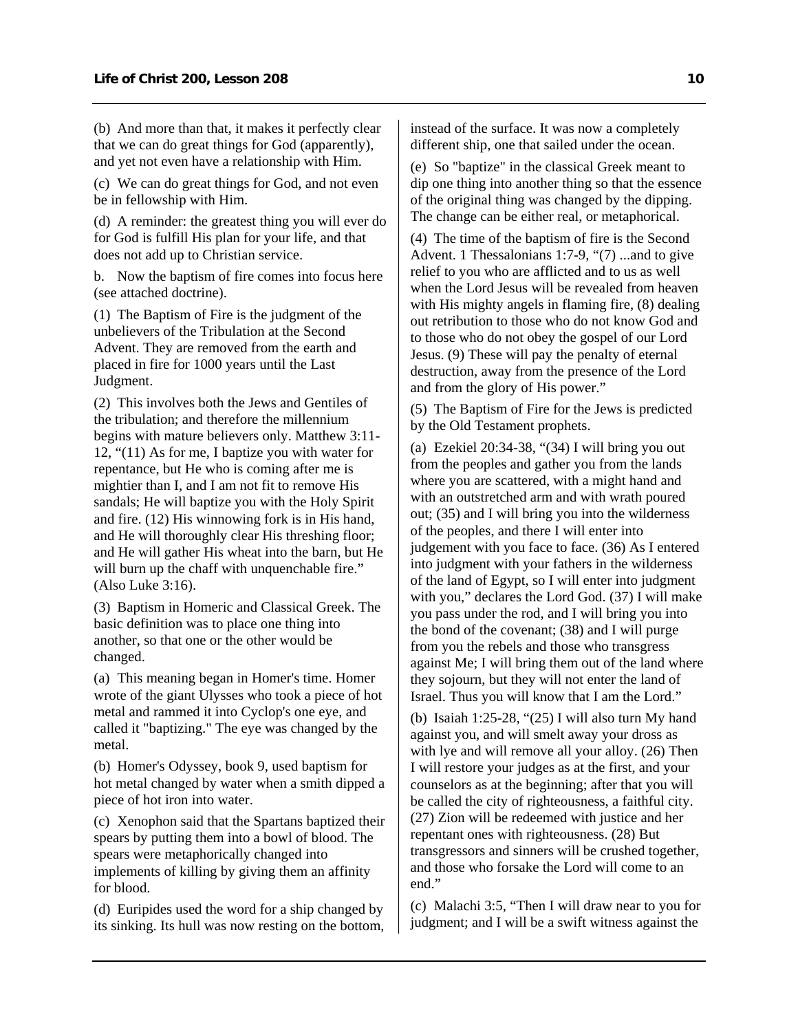(b) And more than that, it makes it perfectly clear that we can do great things for God (apparently), and yet not even have a relationship with Him.

(c) We can do great things for God, and not even be in fellowship with Him.

(d) A reminder: the greatest thing you will ever do for God is fulfill His plan for your life, and that does not add up to Christian service.

b. Now the baptism of fire comes into focus here (see attached doctrine).

(1) The Baptism of Fire is the judgment of the unbelievers of the Tribulation at the Second Advent. They are removed from the earth and placed in fire for 1000 years until the Last Judgment.

(2) This involves both the Jews and Gentiles of the tribulation; and therefore the millennium begins with mature believers only. Matthew 3:11-12, "(11) As for me, I baptize you with water for repentance, but He who is coming after me is mightier than I, and I am not fit to remove His sandals; He will baptize you with the Holy Spirit and fire. (12) His winnowing fork is in His hand, and He will thoroughly clear His threshing floor; and He will gather His wheat into the barn, but He will burn up the chaff with unquenchable fire." (Also Luke 3:16).

(3) Baptism in Homeric and Classical Greek. The basic definition was to place one thing into another, so that one or the other would be changed.

(a) This meaning began in Homer's time. Homer wrote of the giant Ulysses who took a piece of hot metal and rammed it into Cyclop's one eye, and called it "baptizing." The eye was changed by the metal.

(b) Homer's Odyssey, book 9, used baptism for hot metal changed by water when a smith dipped a piece of hot iron into water.

(c) Xenophon said that the Spartans baptized their spears by putting them into a bowl of blood. The spears were metaphorically changed into implements of killing by giving them an affinity for blood.

(d) Euripides used the word for a ship changed by its sinking. Its hull was now resting on the bottom, instead of the surface. It was now a completely different ship, one that sailed under the ocean.

(e) So "baptize" in the classical Greek meant to dip one thing into another thing so that the essence of the original thing was changed by the dipping. The change can be either real, or metaphorical.

(4) The time of the baptism of fire is the Second Advent. 1 Thessalonians 1:7-9, "(7) ...and to give relief to you who are afflicted and to us as well when the Lord Jesus will be revealed from heaven with His mighty angels in flaming fire, (8) dealing out retribution to those who do not know God and to those who do not obey the gospel of our Lord Jesus. (9) These will pay the penalty of eternal destruction, away from the presence of the Lord and from the glory of His power."

(5) The Baptism of Fire for the Jews is predicted by the Old Testament prophets.

(a) Ezekiel 20:34-38, "(34) I will bring you out from the peoples and gather you from the lands where you are scattered, with a might hand and with an outstretched arm and with wrath poured out; (35) and I will bring you into the wilderness of the peoples, and there I will enter into judgement with you face to face. (36) As I entered into judgment with your fathers in the wilderness of the land of Egypt, so I will enter into judgment with you," declares the Lord God. (37) I will make you pass under the rod, and I will bring you into the bond of the covenant; (38) and I will purge from you the rebels and those who transgress against Me; I will bring them out of the land where they sojourn, but they will not enter the land of Israel. Thus you will know that I am the Lord."

(b) Isaiah 1:25-28, "(25) I will also turn My hand against you, and will smelt away your dross as with lye and will remove all your alloy. (26) Then I will restore your judges as at the first, and your counselors as at the beginning; after that you will be called the city of righteousness, a faithful city. (27) Zion will be redeemed with justice and her repentant ones with righteousness. (28) But transgressors and sinners will be crushed together, and those who forsake the Lord will come to an end."

(c) Malachi 3:5, "Then I will draw near to you for judgment; and I will be a swift witness against the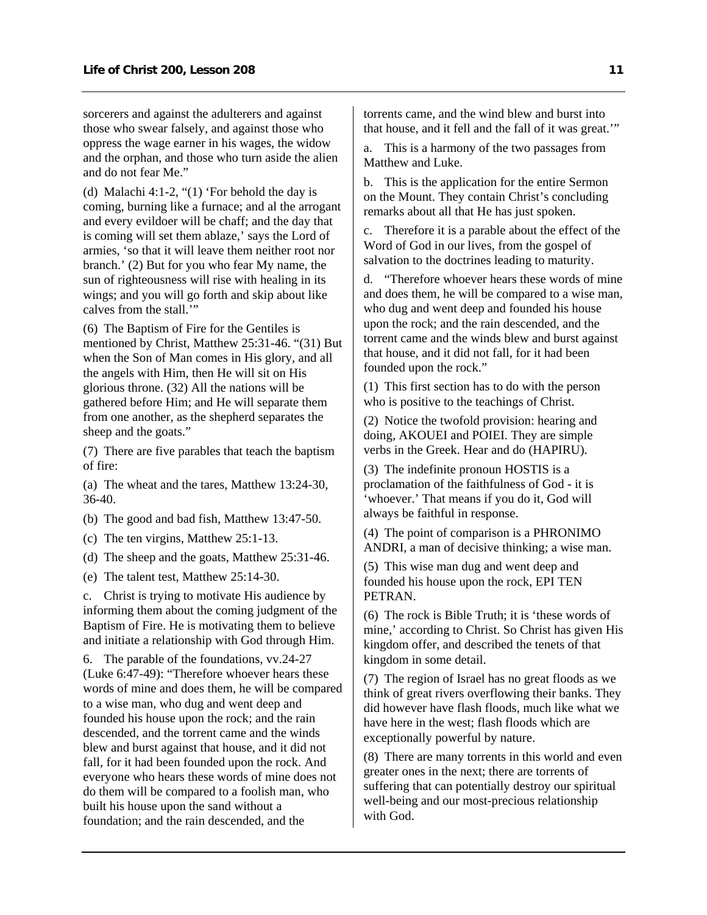sorcerers and against the adulterers and against those who swear falsely, and against those who oppress the wage earner in his wages, the widow and the orphan, and those who turn aside the alien and do not fear Me."

(d) Malachi 4:1-2, "(1) 'For behold the day is coming, burning like a furnace; and al the arrogant and every evildoer will be chaff; and the day that is coming will set them ablaze,' says the Lord of armies, 'so that it will leave them neither root nor branch.' (2) But for you who fear My name, the sun of righteousness will rise with healing in its wings; and you will go forth and skip about like calves from the stall.'"

(6) The Baptism of Fire for the Gentiles is mentioned by Christ, Matthew 25:31-46. "(31) But when the Son of Man comes in His glory, and all the angels with Him, then He will sit on His glorious throne. (32) All the nations will be gathered before Him; and He will separate them from one another, as the shepherd separates the sheep and the goats."

(7) There are five parables that teach the baptism of fire:

(a) The wheat and the tares, Matthew 13:24-30, 36-40.

(b) The good and bad fish, Matthew 13:47-50.

(c) The ten virgins, Matthew 25:1-13.

(d) The sheep and the goats, Matthew 25:31-46.

(e) The talent test, Matthew 25:14-30.

c. Christ is trying to motivate His audience by informing them about the coming judgment of the Baptism of Fire. He is motivating them to believe and initiate a relationship with God through Him.

6. The parable of the foundations, vv.24-27 (Luke 6:47-49): "Therefore whoever hears these words of mine and does them, he will be compared to a wise man, who dug and went deep and founded his house upon the rock; and the rain descended, and the torrent came and the winds blew and burst against that house, and it did not fall, for it had been founded upon the rock. And everyone who hears these words of mine does not do them will be compared to a foolish man, who built his house upon the sand without a foundation; and the rain descended, and the torrents came, and the wind blew and burst into that house, and it fell and the fall of it was great.'"

a. This is a harmony of the two passages from Matthew and Luke.

b. This is the application for the entire Sermon on the Mount. They contain Christ's concluding remarks about all that He has just spoken.

c. Therefore it is a parable about the effect of the Word of God in our lives, from the gospel of salvation to the doctrines leading to maturity.

d. "Therefore whoever hears these words of mine and does them, he will be compared to a wise man, who dug and went deep and founded his house upon the rock; and the rain descended, and the torrent came and the winds blew and burst against that house, and it did not fall, for it had been founded upon the rock."

(1) This first section has to do with the person who is positive to the teachings of Christ.

(2) Notice the twofold provision: hearing and doing, AKOUEI and POIEI. They are simple verbs in the Greek. Hear and do (HAPIRU).

(3) The indefinite pronoun HOSTIS is a proclamation of the faithfulness of God - it is 'whoever.' That means if you do it, God will always be faithful in response.

(4) The point of comparison is a PHRONIMO ANDRI, a man of decisive thinking; a wise man.

(5) This wise man dug and went deep and founded his house upon the rock, EPI TEN PETRAN.

(6) The rock is Bible Truth; it is 'these words of mine,' according to Christ. So Christ has given His kingdom offer, and described the tenets of that kingdom in some detail.

(7) The region of Israel has no great floods as we think of great rivers overflowing their banks. They did however have flash floods, much like what we have here in the west; flash floods which are exceptionally powerful by nature.

(8) There are many torrents in this world and even greater ones in the next; there are torrents of suffering that can potentially destroy our spiritual well-being and our most-precious relationship with God.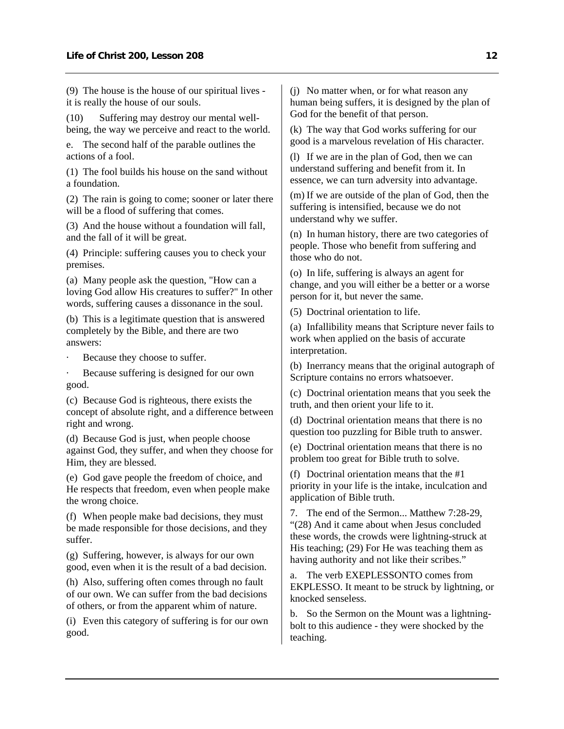(9) The house is the house of our spiritual lives - it is really the house of our souls.

(10) Suffering may destroy our mental well-being, the way we perceive and react to the world.

e. The second half of the parable outlines the actions of a fool.

(1) The fool builds his house on the sand without a foundation.

(2) The rain is going to come; sooner or later there will be a flood of suffering that comes.

(3) And the house without a foundation will fall, and the fall of it will be great.

(4) Principle: suffering causes you to check your premises.

(a) Many people ask the question, "How can a loving God allow His creatures to suffer?" In other words, suffering causes a dissonance in the soul.

(b) This is a legitimate question that is answered completely by the Bible, and there are two answers:

- Because they choose to suffer.
- Because suffering is designed for our own good.

(c) Because God is righteous, there exists the concept of absolute right, and a difference between right and wrong.

(d) Because God is just, when people choose against God, they suffer, and when they choose for Him, they are blessed.

(e) God gave people the freedom of choice, and He respects that freedom, even when people make the wrong choice.

(f) When people make bad decisions, they must be made responsible for those decisions, and they suffer.

(g) Suffering, however, is always for our own good, even when it is the result of a bad decision.

(h) Also, suffering often comes through no fault of our own. We can suffer from the bad decisions of others, or from the apparent whim of nature.

(i) Even this category of suffering is for our own good.

(j) No matter when, or for what reason any human being suffers, it is designed by the plan of God for the benefit of that person.

(k) The way that God works suffering for our good is a marvelous revelation of His character.

(l) If we are in the plan of God, then we can understand suffering and benefit from it. In essence, we can turn adversity into advantage.

(m) If we are outside of the plan of God, then the suffering is intensified, because we do not understand why we suffer.

(n) In human history, there are two categories of people. Those who benefit from suffering and those who do not.

(o) In life, suffering is always an agent for change, and you will either be a better or a worse person for it, but never the same.

(5) Doctrinal orientation to life.

(a) Infallibility means that Scripture never fails to work when applied on the basis of accurate interpretation.

(b) Inerrancy means that the original autograph of Scripture contains no errors whatsoever.

(c) Doctrinal orientation means that you seek the truth, and then orient your life to it.

(d) Doctrinal orientation means that there is no question too puzzling for Bible truth to answer.

(e) Doctrinal orientation means that there is no problem too great for Bible truth to solve.

(f) Doctrinal orientation means that the #1 priority in your life is the intake, inculcation and application of Bible truth.

7. The end of the Sermon... Matthew 7:28-29, "(28) And it came about when Jesus concluded these words, the crowds were lightning-struck at His teaching; (29) For He was teaching them as having authority and not like their scribes."

a. The verb EXEPLESSONTO comes from EKPLESSO. It meant to be struck by lightning, or knocked senseless.

b. So the Sermon on the Mount was a lightning-bolt to this audience - they were shocked by the teaching.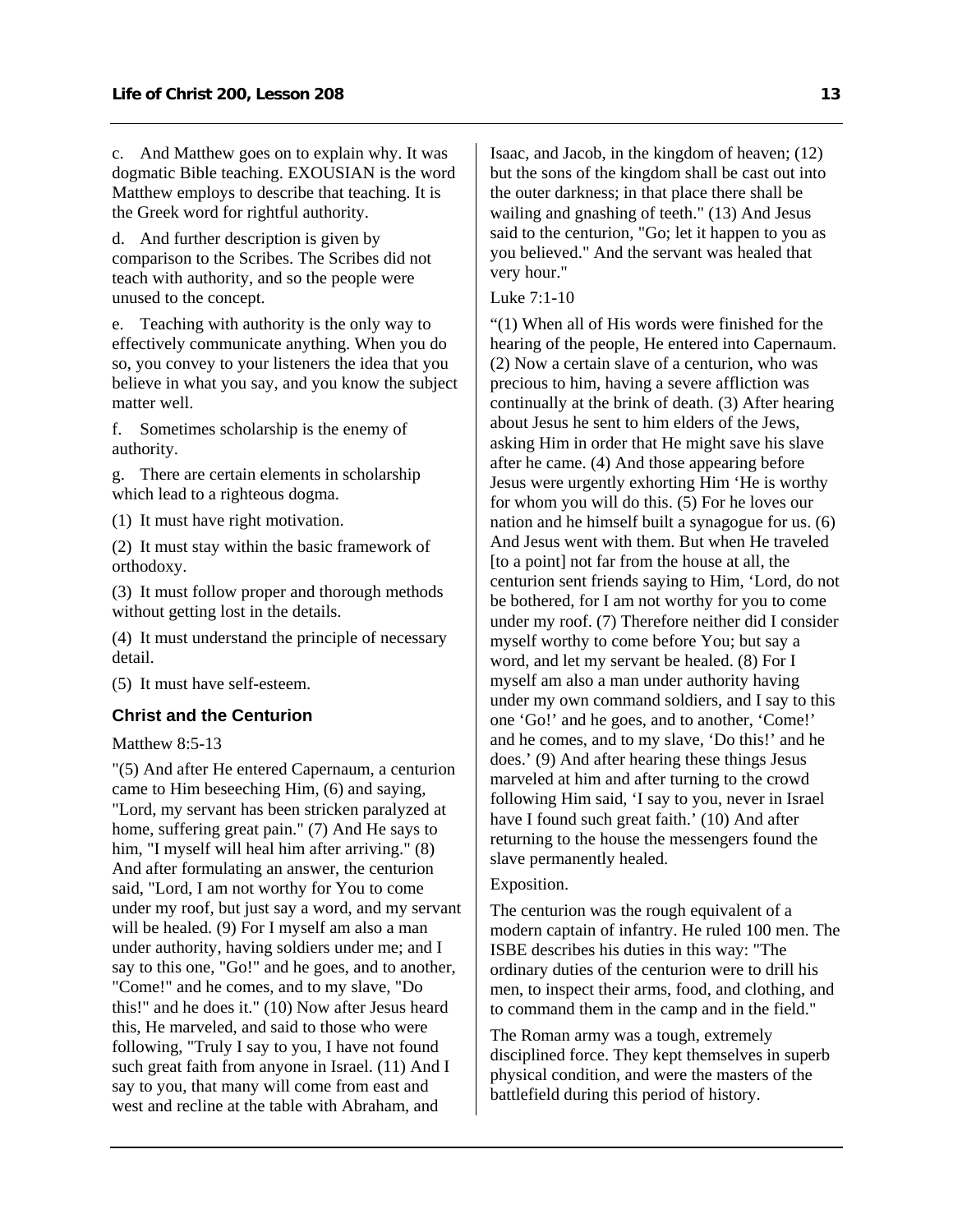c. And Matthew goes on to explain why. It was dogmatic Bible teaching. EXOUSIAN is the word Matthew employs to describe that teaching. It is the Greek word for rightful authority.

d. And further description is given by comparison to the Scribes. The Scribes did not teach with authority, and so the people were unused to the concept.

e. Teaching with authority is the only way to effectively communicate anything. When you do so, you convey to your listeners the idea that you believe in what you say, and you know the subject matter well.

f. Sometimes scholarship is the enemy of authority.

g. There are certain elements in scholarship which lead to a righteous dogma.

(1) It must have right motivation.

(2) It must stay within the basic framework of orthodoxy.

(3) It must follow proper and thorough methods without getting lost in the details.

(4) It must understand the principle of necessary detail.

(5) It must have self-esteem.

### Christ and the Centurion

Matthew 8:5-13

"(5) And after He entered Capernaum, a centurion came to Him beseeching Him, (6) and saying, "Lord, my servant has been stricken paralyzed at home, suffering great pain." (7) And He says to him, "I myself will heal him after arriving." (8) And after formulating an answer, the centurion said, "Lord, I am not worthy for You to come under my roof, but just say a word, and my servant will be healed. (9) For I myself am also a man under authority, having soldiers under me; and I say to this one, "Go!" and he goes, and to another, "Come!" and he comes, and to my slave, "Do this!" and he does it." (10) Now after Jesus heard this, He marveled, and said to those who were following, "Truly I say to you, I have not found such great faith from anyone in Israel. (11) And I say to you, that many will come from east and west and recline at the table with Abraham, and Isaac, and Jacob, in the kingdom of heaven; (12) but the sons of the kingdom shall be cast out into the outer darkness; in that place there shall be wailing and gnashing of teeth." (13) And Jesus said to the centurion, "Go; let it happen to you as you believed." And the servant was healed that very hour."

Luke 7:1-10

"(1) When all of His words were finished for the hearing of the people, He entered into Capernaum. (2) Now a certain slave of a centurion, who was precious to him, having a severe affliction was continually at the brink of death. (3) After hearing about Jesus he sent to him elders of the Jews, asking Him in order that He might save his slave after he came. (4) And those appearing before Jesus were urgently exhorting Him 'He is worthy for whom you will do this. (5) For he loves our nation and he himself built a synagogue for us. (6) And Jesus went with them. But when He traveled [to a point] not far from the house at all, the centurion sent friends saying to Him, 'Lord, do not be bothered, for I am not worthy for you to come under my roof. (7) Therefore neither did I consider myself worthy to come before You; but say a word, and let my servant be healed. (8) For I myself am also a man under authority having under my own command soldiers, and I say to this one 'Go!' and he goes, and to another, 'Come!' and he comes, and to my slave, 'Do this!' and he does.' (9) And after hearing these things Jesus marveled at him and after turning to the crowd following Him said, 'I say to you, never in Israel have I found such great faith.' (10) And after returning to the house the messengers found the slave permanently healed.

Exposition.

The centurion was the rough equivalent of a modern captain of infantry. He ruled 100 men. The ISBE describes his duties in this way: "The ordinary duties of the centurion were to drill his men, to inspect their arms, food, and clothing, and to command them in the camp and in the field."

The Roman army was a tough, extremely disciplined force. They kept themselves in superb physical condition, and were the masters of the battlefield during this period of history.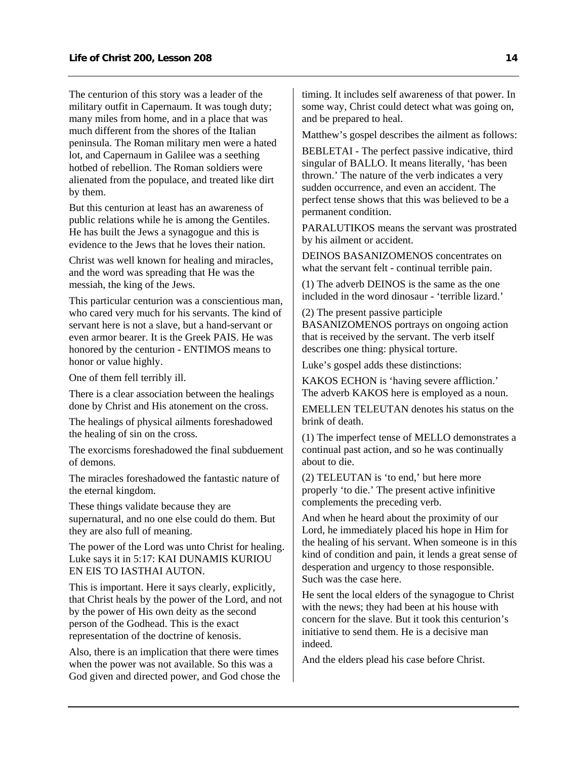The centurion of this story was a leader of the military outfit in Capernaum. It was tough duty; many miles from home, and in a place that was much different from the shores of the Italian peninsula. The Roman military men were a hated lot, and Capernaum in Galilee was a seething hotbed of rebellion. The Roman soldiers were alienated from the populace, and treated like dirt by them.

But this centurion at least has an awareness of public relations while he is among the Gentiles. He has built the Jews a synagogue and this is evidence to the Jews that he loves their nation.

Christ was well known for healing and miracles, and the word was spreading that He was the messiah, the king of the Jews.

This particular centurion was a conscientious man, who cared very much for his servants. The kind of servant here is not a slave, but a hand-servant or even armor bearer. It is the Greek PAIS. He was honored by the centurion - ENTIMOS means to honor or value highly.

One of them fell terribly ill.

There is a clear association between the healings done by Christ and His atonement on the cross.

The healings of physical ailments foreshadowed the healing of sin on the cross.

The exorcisms foreshadowed the final subduement of demons.

The miracles foreshadowed the fantastic nature of the eternal kingdom.

These things validate because they are supernatural, and no one else could do them. But they are also full of meaning.

The power of the Lord was unto Christ for healing. Luke says it in 5:17: KAI DUNAMIS KURIOU EN EIS TO IASTHAI AUTON.

This is important. Here it says clearly, explicitly, that Christ heals by the power of the Lord, and not by the power of His own deity as the second person of the Godhead. This is the exact representation of the doctrine of kenosis.

Also, there is an implication that there were times when the power was not available. So this was a God given and directed power, and God chose the timing. It includes self awareness of that power. In some way, Christ could detect what was going on, and be prepared to heal.

Matthew's gospel describes the ailment as follows:

BEBLETAI - The perfect passive indicative, third singular of BALLO. It means literally, 'has been thrown.' The nature of the verb indicates a very sudden occurrence, and even an accident. The perfect tense shows that this was believed to be a permanent condition.

PARALUTIKOS means the servant was prostrated by his ailment or accident.

DEINOS BASANIZOMENOS concentrates on what the servant felt - continual terrible pain.

(1) The adverb DEINOS is the same as the one included in the word dinosaur - 'terrible lizard.'

(2) The present passive participle BASANIZOMENOS portrays on ongoing action that is received by the servant. The verb itself describes one thing: physical torture.

Luke's gospel adds these distinctions:

KAKOS ECHON is 'having severe affliction.' The adverb KAKOS here is employed as a noun.

EMELLEN TELEUTAN denotes his status on the brink of death.

(1) The imperfect tense of MELLO demonstrates a continual past action, and so he was continually about to die.

(2) TELEUTAN is 'to end,' but here more properly 'to die.' The present active infinitive complements the preceding verb.

And when he heard about the proximity of our Lord, he immediately placed his hope in Him for the healing of his servant. When someone is in this kind of condition and pain, it lends a great sense of desperation and urgency to those responsible. Such was the case here.

He sent the local elders of the synagogue to Christ with the news; they had been at his house with concern for the slave. But it took this centurion's initiative to send them. He is a decisive man indeed.

And the elders plead his case before Christ.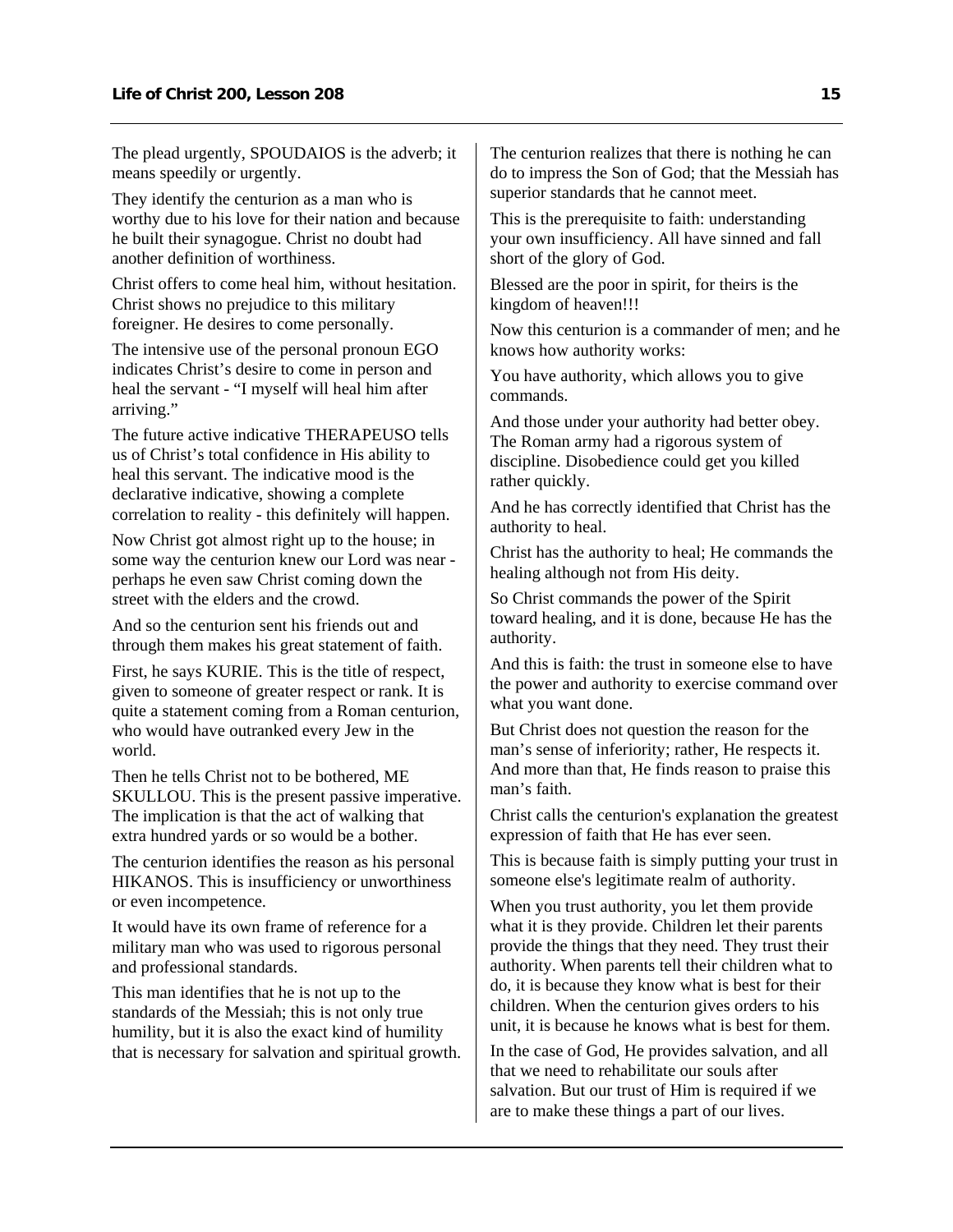The plead urgently, SPOUDAIOS is the adverb; it means speedily or urgently.

They identify the centurion as a man who is worthy due to his love for their nation and because he built their synagogue. Christ no doubt had another definition of worthiness.

Christ offers to come heal him, without hesitation. Christ shows no prejudice to this military foreigner. He desires to come personally.

The intensive use of the personal pronoun EGO indicates Christ's desire to come in person and heal the servant - "I myself will heal him after arriving."

The future active indicative THERAPEUSO tells us of Christ's total confidence in His ability to heal this servant. The indicative mood is the declarative indicative, showing a complete correlation to reality - this definitely will happen.

Now Christ got almost right up to the house; in some way the centurion knew our Lord was near - perhaps he even saw Christ coming down the street with the elders and the crowd.

And so the centurion sent his friends out and through them makes his great statement of faith.

First, he says KURIE. This is the title of respect, given to someone of greater respect or rank. It is quite a statement coming from a Roman centurion, who would have outranked every Jew in the world.

Then he tells Christ not to be bothered, ME SKULLOU. This is the present passive imperative. The implication is that the act of walking that extra hundred yards or so would be a bother.

The centurion identifies the reason as his personal HIKANOS. This is insufficiency or unworthiness or even incompetence.

It would have its own frame of reference for a military man who was used to rigorous personal and professional standards.

This man identifies that he is not up to the standards of the Messiah; this is not only true humility, but it is also the exact kind of humility that is necessary for salvation and spiritual growth.

The centurion realizes that there is nothing he can do to impress the Son of God; that the Messiah has superior standards that he cannot meet.

This is the prerequisite to faith: understanding your own insufficiency. All have sinned and fall short of the glory of God.

Blessed are the poor in spirit, for theirs is the kingdom of heaven!!!

Now this centurion is a commander of men; and he knows how authority works:

You have authority, which allows you to give commands.

And those under your authority had better obey. The Roman army had a rigorous system of discipline. Disobedience could get you killed rather quickly.

And he has correctly identified that Christ has the authority to heal.

Christ has the authority to heal; He commands the healing although not from His deity.

So Christ commands the power of the Spirit toward healing, and it is done, because He has the authority.

And this is faith: the trust in someone else to have the power and authority to exercise command over what you want done.

But Christ does not question the reason for the man's sense of inferiority; rather, He respects it. And more than that, He finds reason to praise this man's faith.

Christ calls the centurion's explanation the greatest expression of faith that He has ever seen.

This is because faith is simply putting your trust in someone else's legitimate realm of authority.

When you trust authority, you let them provide what it is they provide. Children let their parents provide the things that they need. They trust their authority. When parents tell their children what to do, it is because they know what is best for their children. When the centurion gives orders to his unit, it is because he knows what is best for them.

In the case of God, He provides salvation, and all that we need to rehabilitate our souls after salvation. But our trust of Him is required if we are to make these things a part of our lives.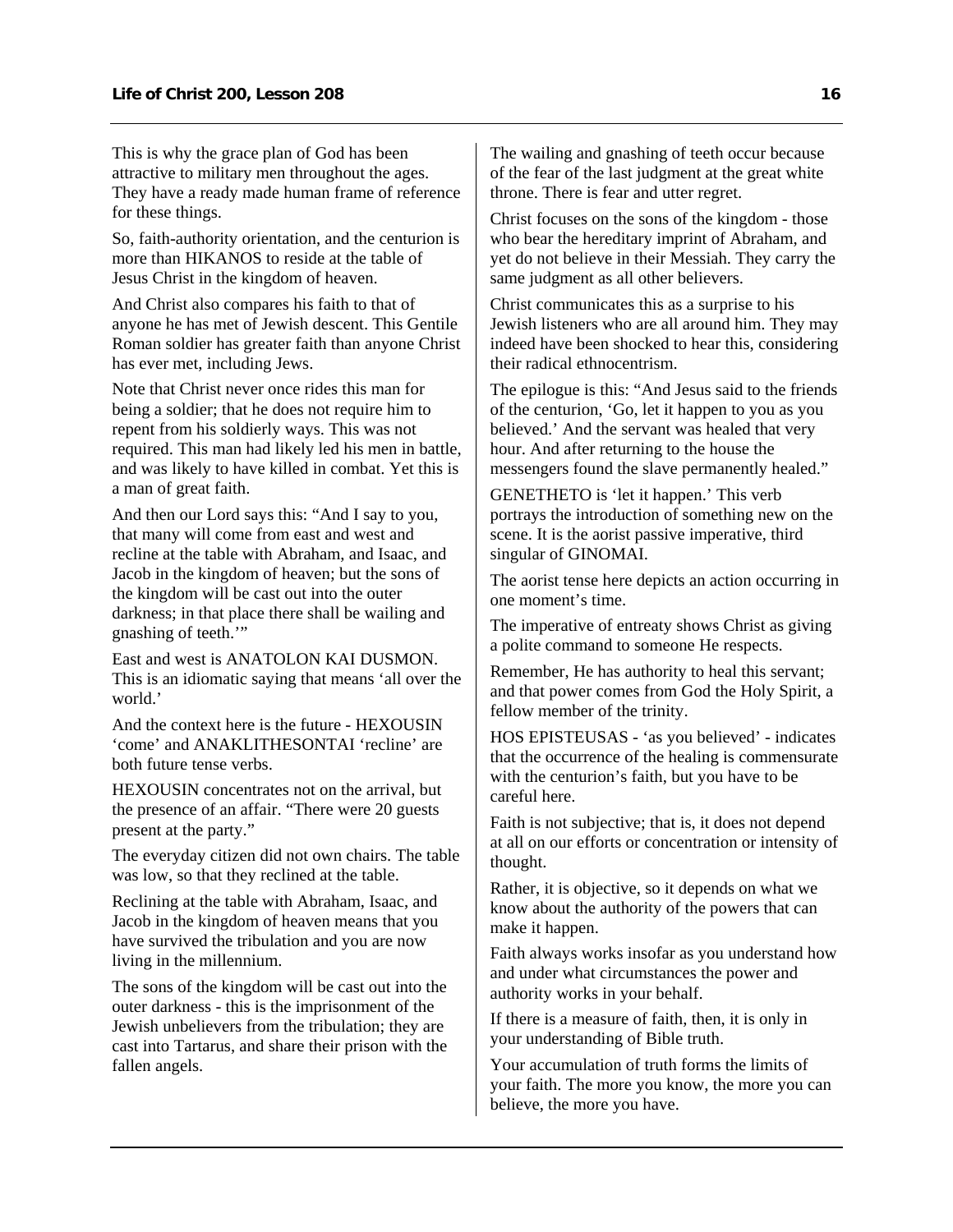This is why the grace plan of God has been attractive to military men throughout the ages. They have a ready made human frame of reference for these things.

So, faith-authority orientation, and the centurion is more than HIKANOS to reside at the table of Jesus Christ in the kingdom of heaven.

And Christ also compares his faith to that of anyone he has met of Jewish descent. This Gentile Roman soldier has greater faith than anyone Christ has ever met, including Jews.

Note that Christ never once rides this man for being a soldier; that he does not require him to repent from his soldierly ways. This was not required. This man had likely led his men in battle, and was likely to have killed in combat. Yet this is a man of great faith.

And then our Lord says this: "And I say to you, that many will come from east and west and recline at the table with Abraham, and Isaac, and Jacob in the kingdom of heaven; but the sons of the kingdom will be cast out into the outer darkness; in that place there shall be wailing and gnashing of teeth.'"

East and west is ANATOLON KAI DUSMON. This is an idiomatic saying that means 'all over the world.'

And the context here is the future - HEXOUSIN 'come' and ANAKLITHESONTAI 'recline' are both future tense verbs.

HEXOUSIN concentrates not on the arrival, but the presence of an affair. "There were 20 guests present at the party."

The everyday citizen did not own chairs. The table was low, so that they reclined at the table.

Reclining at the table with Abraham, Isaac, and Jacob in the kingdom of heaven means that you have survived the tribulation and you are now living in the millennium.

The sons of the kingdom will be cast out into the outer darkness - this is the imprisonment of the Jewish unbelievers from the tribulation; they are cast into Tartarus, and share their prison with the fallen angels.

The wailing and gnashing of teeth occur because of the fear of the last judgment at the great white throne. There is fear and utter regret.

Christ focuses on the sons of the kingdom - those who bear the hereditary imprint of Abraham, and yet do not believe in their Messiah. They carry the same judgment as all other believers.

Christ communicates this as a surprise to his Jewish listeners who are all around him. They may indeed have been shocked to hear this, considering their radical ethnocentrism.

The epilogue is this: "And Jesus said to the friends of the centurion, 'Go, let it happen to you as you believed.' And the servant was healed that very hour. And after returning to the house the messengers found the slave permanently healed."

GENETHETO is 'let it happen.' This verb portrays the introduction of something new on the scene. It is the aorist passive imperative, third singular of GINOMAI.

The aorist tense here depicts an action occurring in one moment's time.

The imperative of entreaty shows Christ as giving a polite command to someone He respects.

Remember, He has authority to heal this servant; and that power comes from God the Holy Spirit, a fellow member of the trinity.

HOS EPISTEUSAS - 'as you believed' - indicates that the occurrence of the healing is commensurate with the centurion's faith, but you have to be careful here.

Faith is not subjective; that is, it does not depend at all on our efforts or concentration or intensity of thought.

Rather, it is objective, so it depends on what we know about the authority of the powers that can make it happen.

Faith always works insofar as you understand how and under what circumstances the power and authority works in your behalf.

If there is a measure of faith, then, it is only in your understanding of Bible truth.

Your accumulation of truth forms the limits of your faith. The more you know, the more you can believe, the more you have.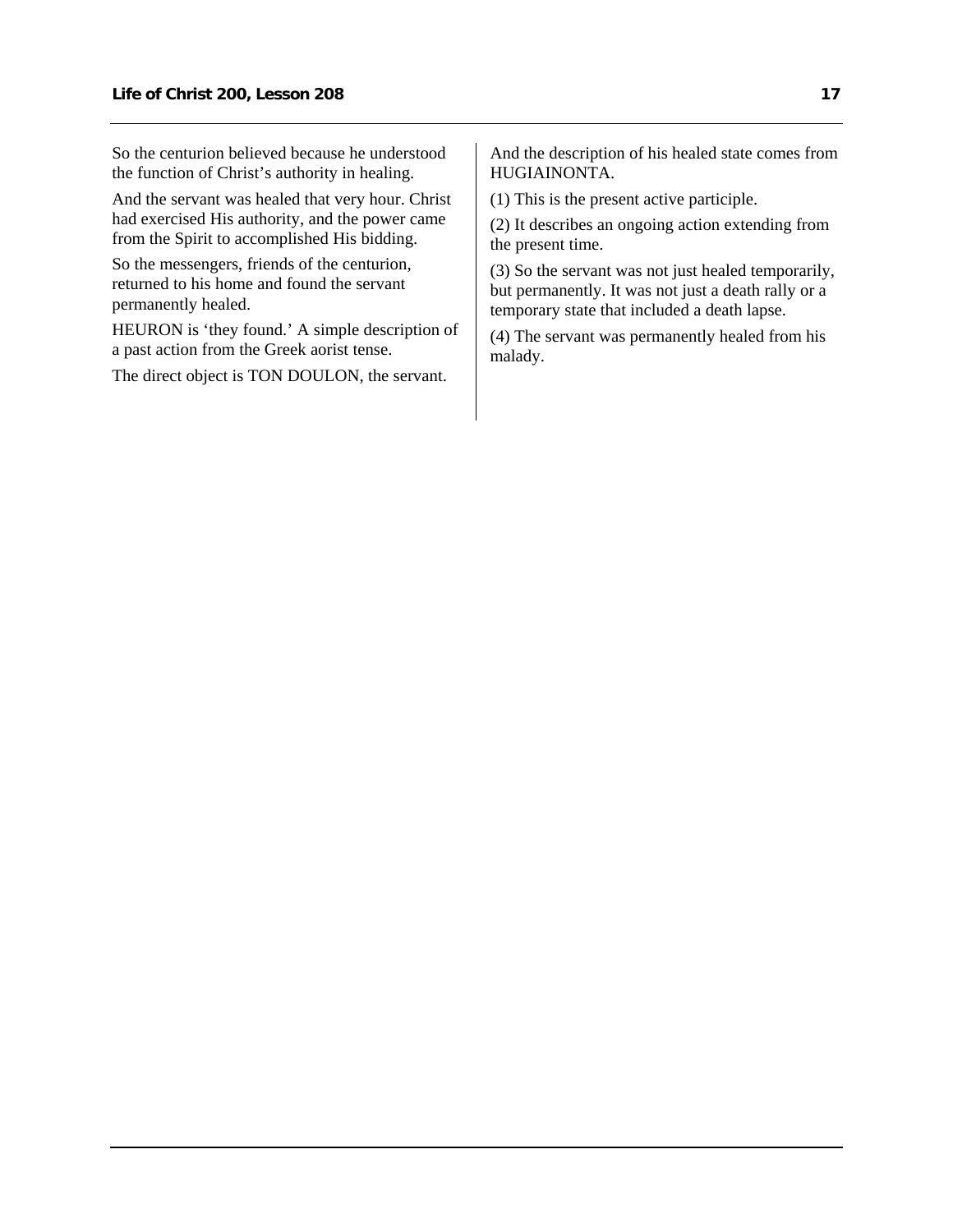So the centurion believed because he understood the function of Christ's authority in healing.

And the servant was healed that very hour. Christ had exercised His authority, and the power came from the Spirit to accomplished His bidding.

So the messengers, friends of the centurion, returned to his home and found the servant permanently healed.

HEURON is 'they found.' A simple description of a past action from the Greek aorist tense.

The direct object is TON DOULON, the servant.

And the description of his healed state comes from HUGIAINONTA.

(1) This is the present active participle.

(2) It describes an ongoing action extending from the present time.

(3) So the servant was not just healed temporarily, but permanently. It was not just a death rally or a temporary state that included a death lapse.

(4) The servant was permanently healed from his malady.